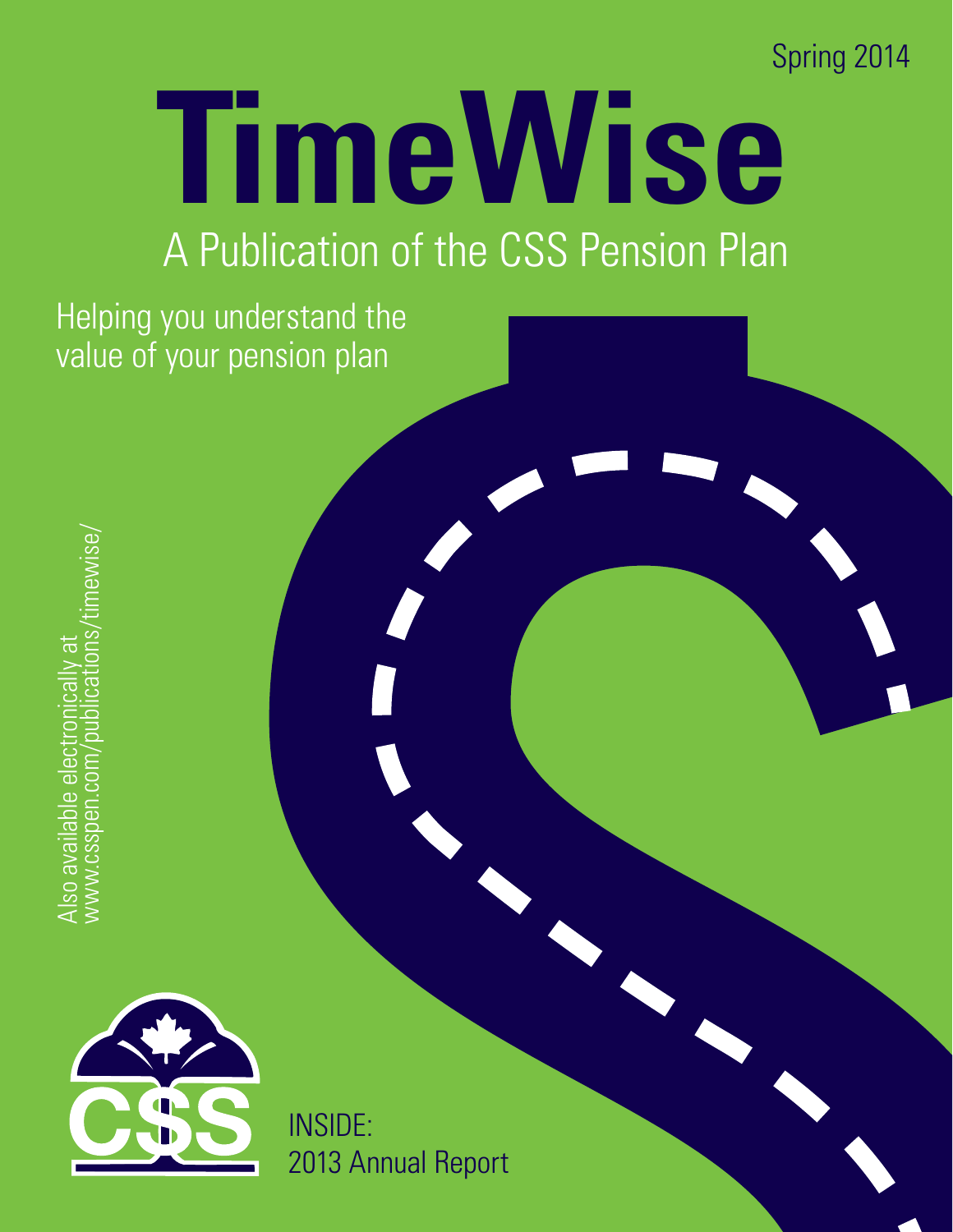Spring 2014

# TimeWise

## A Publication of the CSS Pension Plan

Helping you understand the value of your pension plan

Also available electronically at www.csspen.com/publications/timewise/

CSS

INSIDE:
2013 Annual Report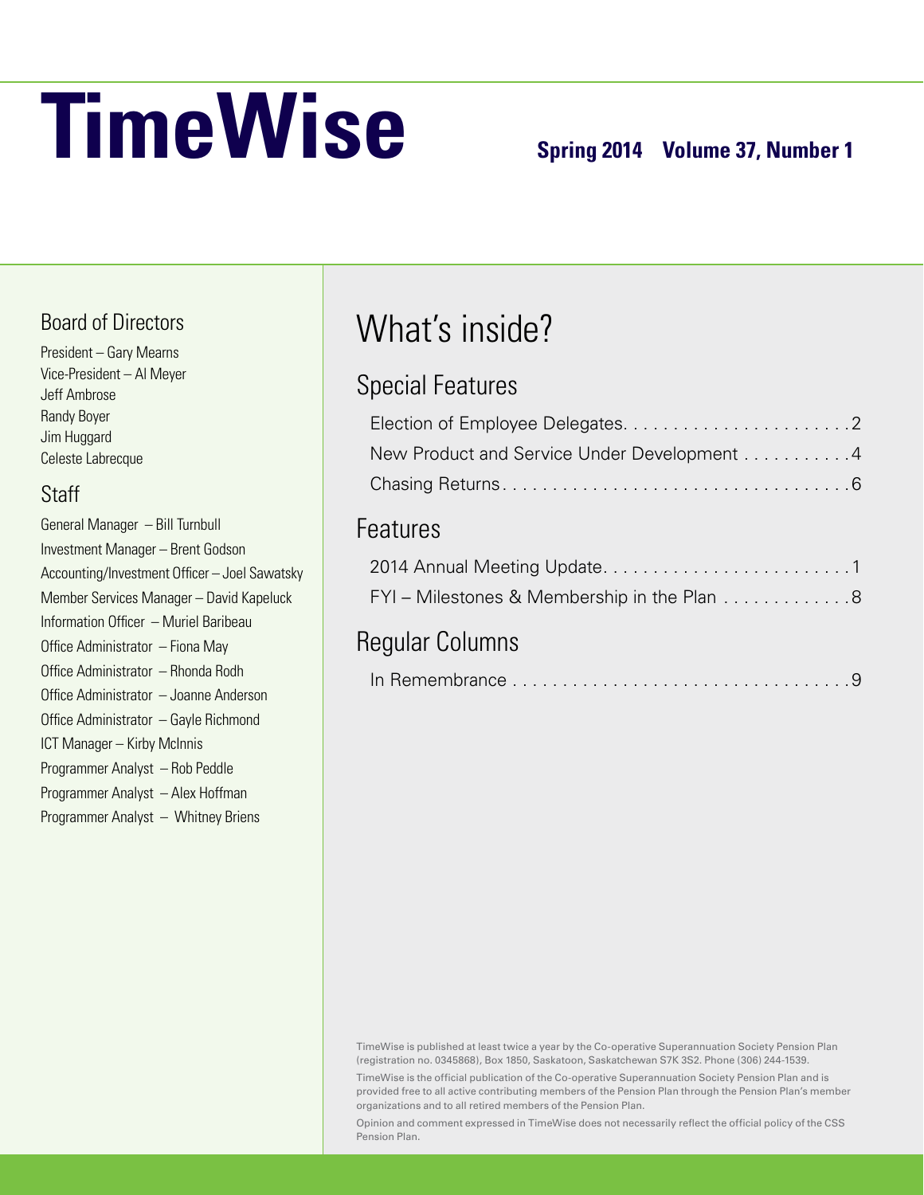# TimeWise

**Spring 2014 Volume 37, Number 1**

## Board of Directors

President – Gary Mearns
Vice-President – Al Meyer
Jeff Ambrose
Randy Boyer
Jim Huggard
Celeste Labrecque

## Staff

General Manager – Bill Turnbull
Investment Manager – Brent Godson
Accounting/Investment Officer – Joel Sawatsky
Member Services Manager – David Kapeluck
Information Officer – Muriel Baribeau
Office Administrator – Fiona May
Office Administrator – Rhonda Rodh
Office Administrator – Joanne Anderson
Office Administrator – Gayle Richmond
ICT Manager – Kirby McInnis
Programmer Analyst – Rob Peddle
Programmer Analyst – Alex Hoffman
Programmer Analyst – Whitney Briens

## What's inside?

### Special Features

Election of Employee Delegates . . . . . . . . . . . . . . . . . . . . . . . 2
New Product and Service Under Development . . . . . . . . . . . 4
Chasing Returns . . . . . . . . . . . . . . . . . . . . . . . . . . . . . . . . . 6

### Features

2014 Annual Meeting Update . . . . . . . . . . . . . . . . . . . . . . . . 1
FYI – Milestones & Membership in the Plan . . . . . . . . . . . . . 8

### Regular Columns

In Remembrance . . . . . . . . . . . . . . . . . . . . . . . . . . . . . . . . . 9

TimeWise is published at least twice a year by the Co-operative Superannuation Society Pension Plan (registration no. 0345868), Box 1850, Saskatoon, Saskatchewan S7K 3S2. Phone (306) 244-1539.

TimeWise is the official publication of the Co-operative Superannuation Society Pension Plan and is provided free to all active contributing members of the Pension Plan through the Pension Plan's member organizations and to all retired members of the Pension Plan.

Opinion and comment expressed in TimeWise does not necessarily reflect the official policy of the CSS Pension Plan.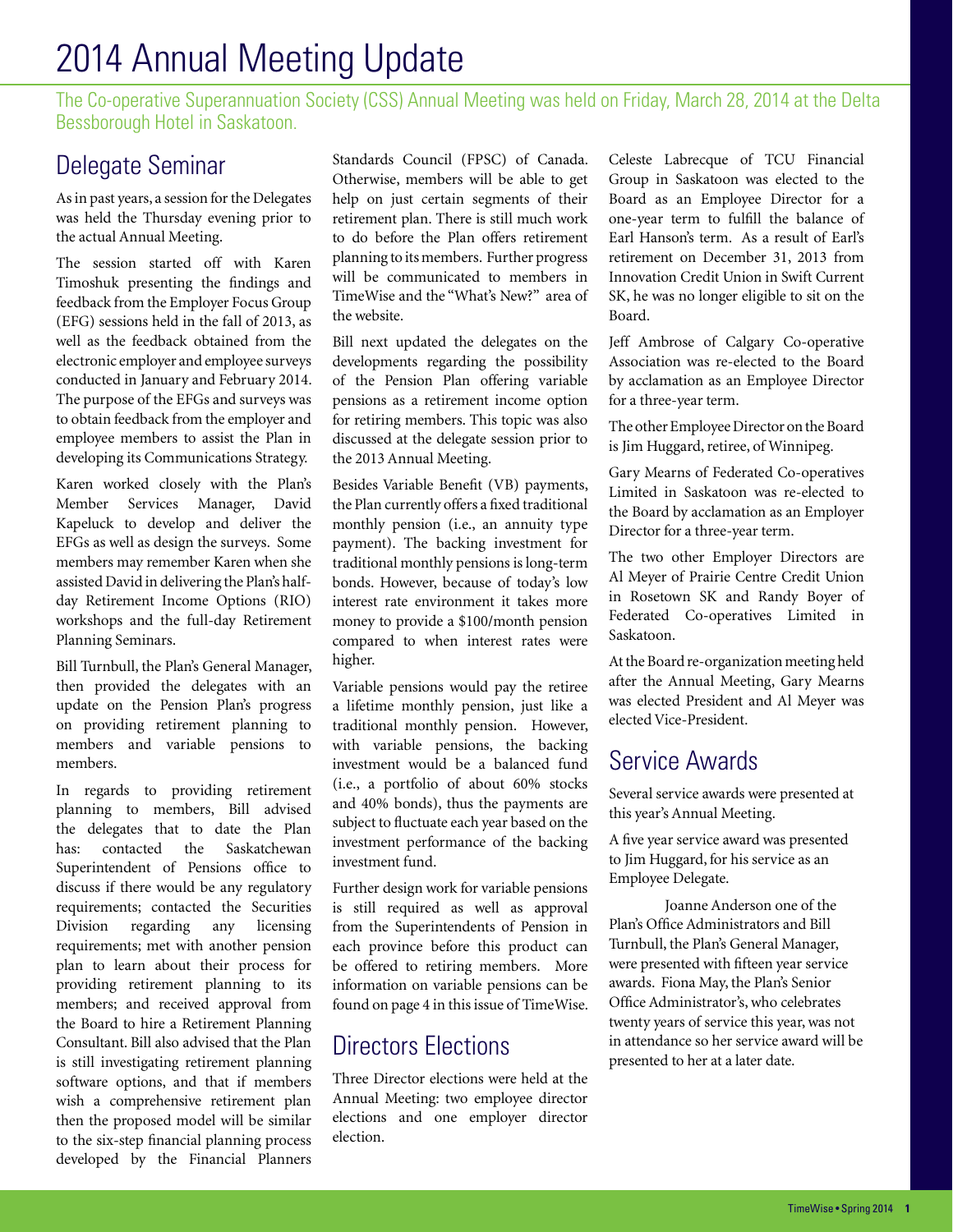# 2014 Annual Meeting Update

The Co-operative Superannuation Society (CSS) Annual Meeting was held on Friday, March 28, 2014 at the Delta Bessborough Hotel in Saskatoon.

## Delegate Seminar

As in past years, a session for the Delegates was held the Thursday evening prior to the actual Annual Meeting.

The session started off with Karen Timoshuk presenting the findings and feedback from the Employer Focus Group (EFG) sessions held in the fall of 2013, as well as the feedback obtained from the electronic employer and employee surveys conducted in January and February 2014. The purpose of the EFGs and surveys was to obtain feedback from the employer and employee members to assist the Plan in developing its Communications Strategy.

Karen worked closely with the Plan's Member Services Manager, David Kapeluck to develop and deliver the EFGs as well as design the surveys. Some members may remember Karen when she assisted David in delivering the Plan's half-day Retirement Income Options (RIO) workshops and the full-day Retirement Planning Seminars.

Bill Turnbull, the Plan's General Manager, then provided the delegates with an update on the Pension Plan's progress on providing retirement planning to members and variable pensions to members.

In regards to providing retirement planning to members, Bill advised the delegates that to date the Plan has: contacted the Saskatchewan Superintendent of Pensions office to discuss if there would be any regulatory requirements; contacted the Securities Division regarding any licensing requirements; met with another pension plan to learn about their process for providing retirement planning to its members; and received approval from the Board to hire a Retirement Planning Consultant. Bill also advised that the Plan is still investigating retirement planning software options, and that if members wish a comprehensive retirement plan then the proposed model will be similar to the six-step financial planning process developed by the Financial Planners Standards Council (FPSC) of Canada. Otherwise, members will be able to get help on just certain segments of their retirement plan. There is still much work to do before the Plan offers retirement planning to its members. Further progress will be communicated to members in TimeWise and the "What's New?" area of the website.

Bill next updated the delegates on the developments regarding the possibility of the Pension Plan offering variable pensions as a retirement income option for retiring members. This topic was also discussed at the delegate session prior to the 2013 Annual Meeting.

Besides Variable Benefit (VB) payments, the Plan currently offers a fixed traditional monthly pension (i.e., an annuity type payment). The backing investment for traditional monthly pensions is long-term bonds. However, because of today's low interest rate environment it takes more money to provide a $100/month pension compared to when interest rates were higher.

Variable pensions would pay the retiree a lifetime monthly pension, just like a traditional monthly pension. However, with variable pensions, the backing investment would be a balanced fund (i.e., a portfolio of about 60% stocks and 40% bonds), thus the payments are subject to fluctuate each year based on the investment performance of the backing investment fund.

Further design work for variable pensions is still required as well as approval from the Superintendents of Pension in each province before this product can be offered to retiring members. More information on variable pensions can be found on page 4 in this issue of TimeWise.

## Directors Elections

Three Director elections were held at the Annual Meeting: two employee director elections and one employer director election.

Celeste Labrecque of TCU Financial Group in Saskatoon was elected to the Board as an Employee Director for a one-year term to fulfill the balance of Earl Hanson's term. As a result of Earl's retirement on December 31, 2013 from Innovation Credit Union in Swift Current SK, he was no longer eligible to sit on the Board.

Jeff Ambrose of Calgary Co-operative Association was re-elected to the Board by acclamation as an Employee Director for a three-year term.

The other Employee Director on the Board is Jim Huggard, retiree, of Winnipeg.

Gary Mearns of Federated Co-operatives Limited in Saskatoon was re-elected to the Board by acclamation as an Employer Director for a three-year term.

The two other Employer Directors are Al Meyer of Prairie Centre Credit Union in Rosetown SK and Randy Boyer of Federated Co-operatives Limited in Saskatoon.

At the Board re-organization meeting held after the Annual Meeting, Gary Mearns was elected President and Al Meyer was elected Vice-President.

## Service Awards

Several service awards were presented at this year's Annual Meeting.

A five year service award was presented to Jim Huggard, for his service as an Employee Delegate.

Joanne Anderson one of the Plan's Office Administrators and Bill Turnbull, the Plan's General Manager, were presented with fifteen year service awards. Fiona May, the Plan's Senior Office Administrator's, who celebrates twenty years of service this year, was not in attendance so her service award will be presented to her at a later date.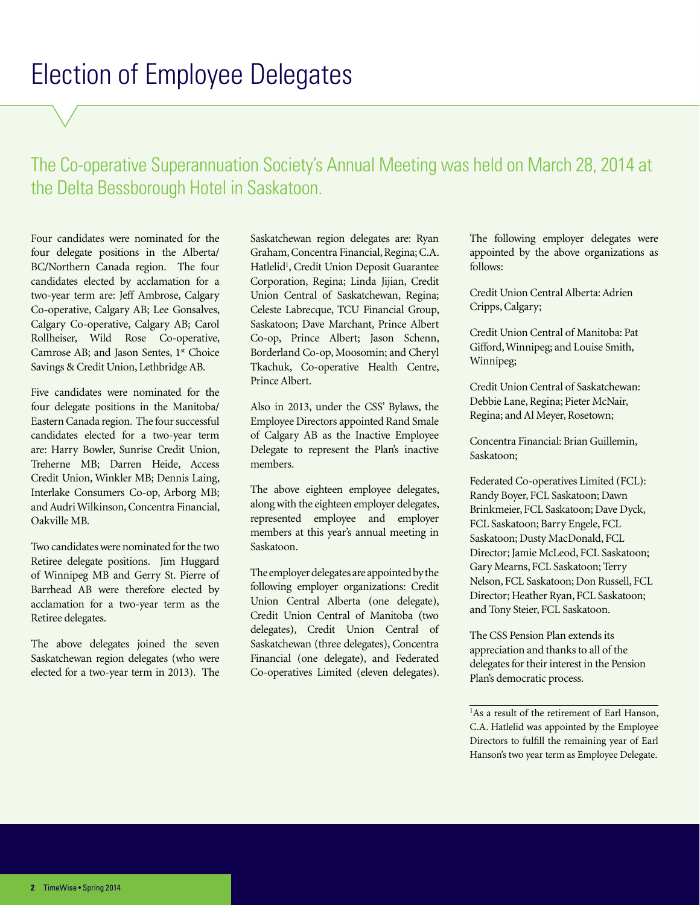# Election of Employee Delegates

## The Co-operative Superannuation Society's Annual Meeting was held on March 28, 2014 at the Delta Bessborough Hotel in Saskatoon.

Four candidates were nominated for the four delegate positions in the Alberta/BC/Northern Canada region. The four candidates elected by acclamation for a two-year term are: Jeff Ambrose, Calgary Co-operative, Calgary AB; Lee Gonsalves, Calgary Co-operative, Calgary AB; Carol Rollheiser, Wild Rose Co-operative, Camrose AB; and Jason Sentes, 1st Choice Savings & Credit Union, Lethbridge AB.

Five candidates were nominated for the four delegate positions in the Manitoba/Eastern Canada region. The four successful candidates elected for a two-year term are: Harry Bowler, Sunrise Credit Union, Treherne MB; Darren Heide, Access Credit Union, Winkler MB; Dennis Laing, Interlake Consumers Co-op, Arborg MB; and Audri Wilkinson, Concentra Financial, Oakville MB.

Two candidates were nominated for the two Retiree delegate positions. Jim Huggard of Winnipeg MB and Gerry St. Pierre of Barrhead AB were therefore elected by acclamation for a two-year term as the Retiree delegates.

The above delegates joined the seven Saskatchewan region delegates (who were elected for a two-year term in 2013). The Saskatchewan region delegates are: Ryan Graham, Concentra Financial, Regina; C.A. Hatlelid[1], Credit Union Deposit Guarantee Corporation, Regina; Linda Jijian, Credit Union Central of Saskatchewan, Regina; Celeste Labrecque, TCU Financial Group, Saskatoon; Dave Marchant, Prince Albert Co-op, Prince Albert; Jason Schenn, Borderland Co-op, Moosomin; and Cheryl Tkachuk, Co-operative Health Centre, Prince Albert.

Also in 2013, under the CSS' Bylaws, the Employee Directors appointed Rand Smale of Calgary AB as the Inactive Employee Delegate to represent the Plan's inactive members.

The above eighteen employee delegates, along with the eighteen employer delegates, represented employee and employer members at this year's annual meeting in Saskatoon.

The employer delegates are appointed by the following employer organizations: Credit Union Central Alberta (one delegate), Credit Union Central of Manitoba (two delegates), Credit Union Central of Saskatchewan (three delegates), Concentra Financial (one delegate), and Federated Co-operatives Limited (eleven delegates).

The following employer delegates were appointed by the above organizations as follows:

Credit Union Central Alberta: Adrien Cripps, Calgary;

Credit Union Central of Manitoba: Pat Gifford, Winnipeg; and Louise Smith, Winnipeg;

Credit Union Central of Saskatchewan: Debbie Lane, Regina; Pieter McNair, Regina; and Al Meyer, Rosetown;

Concentra Financial: Brian Guillemin, Saskatoon;

Federated Co-operatives Limited (FCL): Randy Boyer, FCL Saskatoon; Dawn Brinkmeier, FCL Saskatoon; Dave Dyck, FCL Saskatoon; Barry Engele, FCL Saskatoon; Dusty MacDonald, FCL Director; Jamie McLeod, FCL Saskatoon; Gary Mearns, FCL Saskatoon; Terry Nelson, FCL Saskatoon; Don Russell, FCL Director; Heather Ryan, FCL Saskatoon; and Tony Steier, FCL Saskatoon.

The CSS Pension Plan extends its appreciation and thanks to all of the delegates for their interest in the Pension Plan's democratic process.

[1]As a result of the retirement of Earl Hanson, C.A. Hatlelid was appointed by the Employee Directors to fulfill the remaining year of Earl Hanson's two year term as Employee Delegate.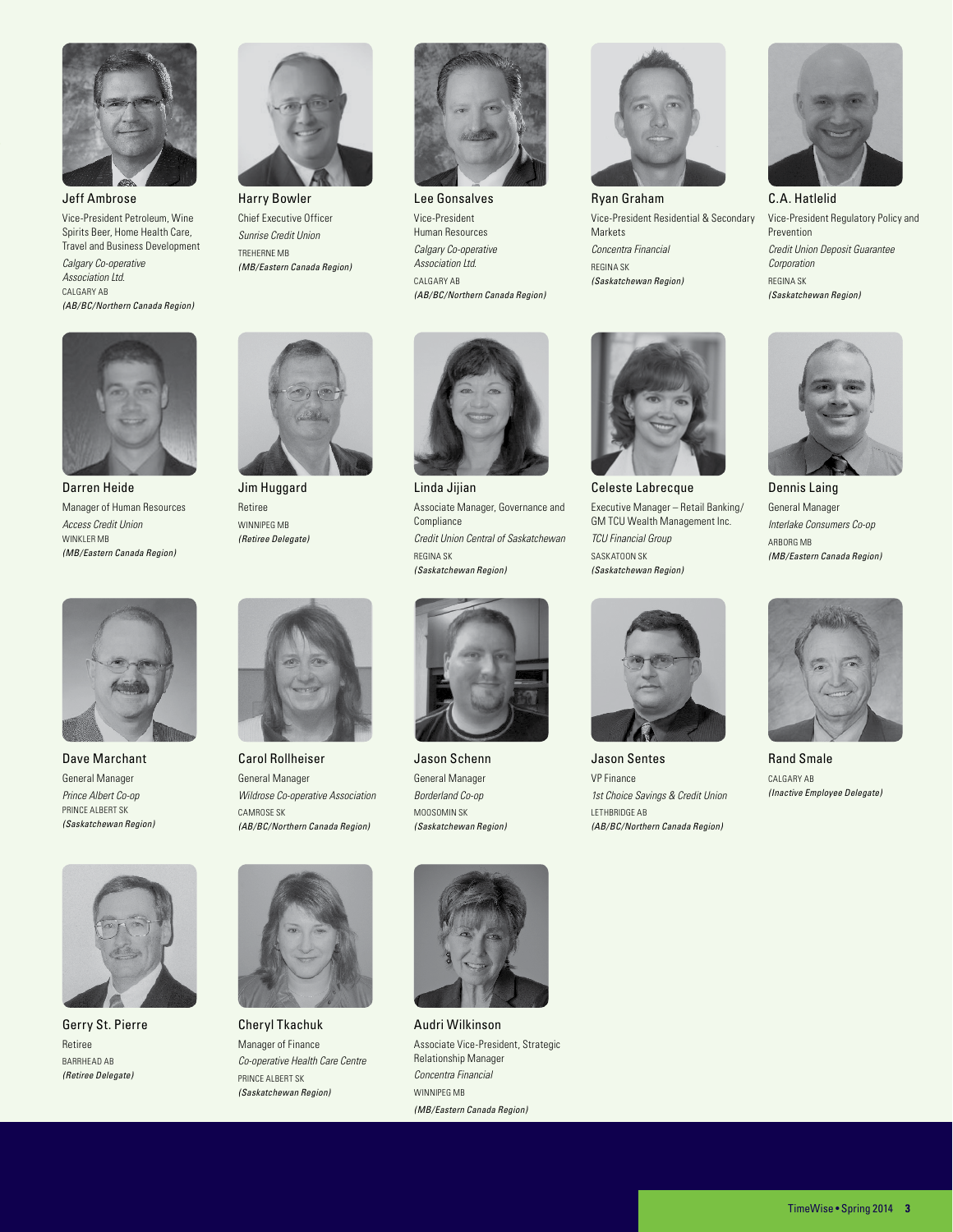**Jeff Ambrose**
Vice-President Petroleum, Wine Spirits Beer, Home Health Care, Travel and Business Development
*Calgary Co-operative Association Ltd.*
CALGARY AB
*(AB/BC/Northern Canada Region)*

**Harry Bowler**
Chief Executive Officer
*Sunrise Credit Union*
TREHERNE MB
*(MB/Eastern Canada Region)*

**Lee Gonsalves**
Vice-President Human Resources
*Calgary Co-operative Association Ltd.*
CALGARY AB
*(AB/BC/Northern Canada Region)*

**Ryan Graham**
Vice-President Residential & Secondary Markets
*Concentra Financial*
REGINA SK
*(Saskatchewan Region)*

**C.A. Hatlelid**
Vice-President Regulatory Policy and Prevention
*Credit Union Deposit Guarantee Corporation*
REGINA SK
*(Saskatchewan Region)*

**Darren Heide**
Manager of Human Resources
*Access Credit Union*
WINKLER MB
*(MB/Eastern Canada Region)*

**Jim Huggard**
Retiree
WINNIPEG MB
*(Retiree Delegate)*

**Linda Jijian**
Associate Manager, Governance and Compliance
*Credit Union Central of Saskatchewan*
REGINA SK
*(Saskatchewan Region)*

**Celeste Labrecque**
Executive Manager – Retail Banking/ GM TCU Wealth Management Inc.
*TCU Financial Group*
SASKATOON SK
*(Saskatchewan Region)*

**Dennis Laing**
General Manager
*Interlake Consumers Co-op*
ARBORG MB
*(MB/Eastern Canada Region)*

**Dave Marchant**
General Manager
*Prince Albert Co-op*
PRINCE ALBERT SK
*(Saskatchewan Region)*

**Carol Rollheiser**
General Manager
*Wildrose Co-operative Association*
CAMROSE SK
*(AB/BC/Northern Canada Region)*

**Jason Schenn**
General Manager
*Borderland Co-op*
MOOSOMIN SK
*(Saskatchewan Region)*

**Jason Sentes**
VP Finance
*1st Choice Savings & Credit Union*
LETHBRIDGE AB
*(AB/BC/Northern Canada Region)*

**Rand Smale**
CALGARY AB
*(Inactive Employee Delegate)*

**Gerry St. Pierre**
Retiree
BARRHEAD AB
*(Retiree Delegate)*

**Cheryl Tkachuk**
Manager of Finance
*Co-operative Health Care Centre*
PRINCE ALBERT SK
*(Saskatchewan Region)*

**Audri Wilkinson**
Associate Vice-President, Strategic Relationship Manager
*Concentra Financial*
WINNIPEG MB
*(MB/Eastern Canada Region)*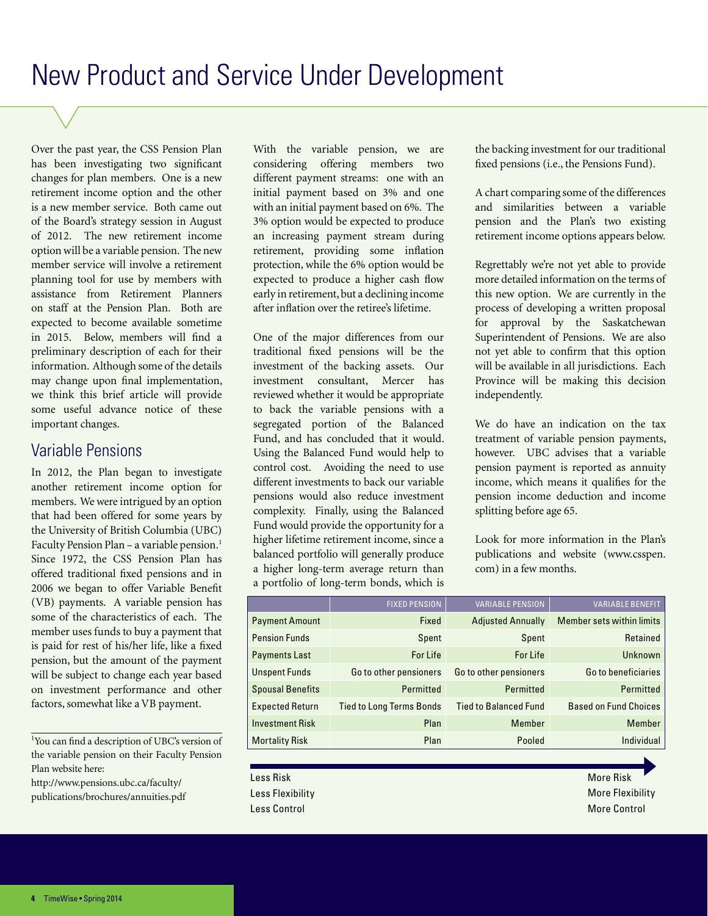# New Product and Service Under Development

Over the past year, the CSS Pension Plan has been investigating two significant changes for plan members. One is a new retirement income option and the other is a new member service. Both came out of the Board's strategy session in August of 2012. The new retirement income option will be a variable pension. The new member service will involve a retirement planning tool for use by members with assistance from Retirement Planners on staff at the Pension Plan. Both are expected to become available sometime in 2015. Below, members will find a preliminary description of each for their information. Although some of the details may change upon final implementation, we think this brief article will provide some useful advance notice of these important changes.

## Variable Pensions

In 2012, the Plan began to investigate another retirement income option for members. We were intrigued by an option that had been offered for some years by the University of British Columbia (UBC) Faculty Pension Plan – a variable pension.[1] Since 1972, the CSS Pension Plan has offered traditional fixed pensions and in 2006 we began to offer Variable Benefit (VB) payments. A variable pension has some of the characteristics of each. The member uses funds to buy a payment that is paid for rest of his/her life, like a fixed pension, but the amount of the payment will be subject to change each year based on investment performance and other factors, somewhat like a VB payment.

With the variable pension, we are considering offering members two different payment streams: one with an initial payment based on 3% and one with an initial payment based on 6%. The 3% option would be expected to produce an increasing payment stream during retirement, providing some inflation protection, while the 6% option would be expected to produce a higher cash flow early in retirement, but a declining income after inflation over the retiree's lifetime.

One of the major differences from our traditional fixed pensions will be the investment of the backing assets. Our investment consultant, Mercer has reviewed whether it would be appropriate to back the variable pensions with a segregated portion of the Balanced Fund, and has concluded that it would. Using the Balanced Fund would help to control cost. Avoiding the need to use different investments to back our variable pensions would also reduce investment complexity. Finally, using the Balanced Fund would provide the opportunity for a higher lifetime retirement income, since a balanced portfolio will generally produce a higher long-term average return than a portfolio of long-term bonds, which is the backing investment for our traditional fixed pensions (i.e., the Pensions Fund).

A chart comparing some of the differences and similarities between a variable pension and the Plan's two existing retirement income options appears below.

Regrettably we're not yet able to provide more detailed information on the terms of this new option. We are currently in the process of developing a written proposal for approval by the Saskatchewan Superintendent of Pensions. We are also not yet able to confirm that this option will be available in all jurisdictions. Each Province will be making this decision independently.

We do have an indication on the tax treatment of variable pension payments, however. UBC advises that a variable pension payment is reported as annuity income, which means it qualifies for the pension income deduction and income splitting before age 65.

Look for more information in the Plan's publications and website (www.csspen.com) in a few months.

| | FIXED PENSION | VARIABLE PENSION | VARIABLE BENEFIT |
|---|---|---|---|
| Payment Amount | Fixed | Adjusted Annually | Member sets within limits |
| Pension Funds | Spent | Spent | Retained |
| Payments Last | For Life | For Life | Unknown |
| Unspent Funds | Go to other pensioners | Go to other pensioners | Go to beneficiaries |
| Spousal Benefits | Permitted | Permitted | Permitted |
| Expected Return | Tied to Long Terms Bonds | Tied to Balanced Fund | Based on Fund Choices |
| Investment Risk | Plan | Member | Member |
| Mortality Risk | Plan | Pooled | Individual |

Less Risk → More Risk
Less Flexibility → More Flexibility
Less Control → More Control

[1] You can find a description of UBC's version of the variable pension on their Faculty Pension Plan website here: http://www.pensions.ubc.ca/faculty/publications/brochures/annuities.pdf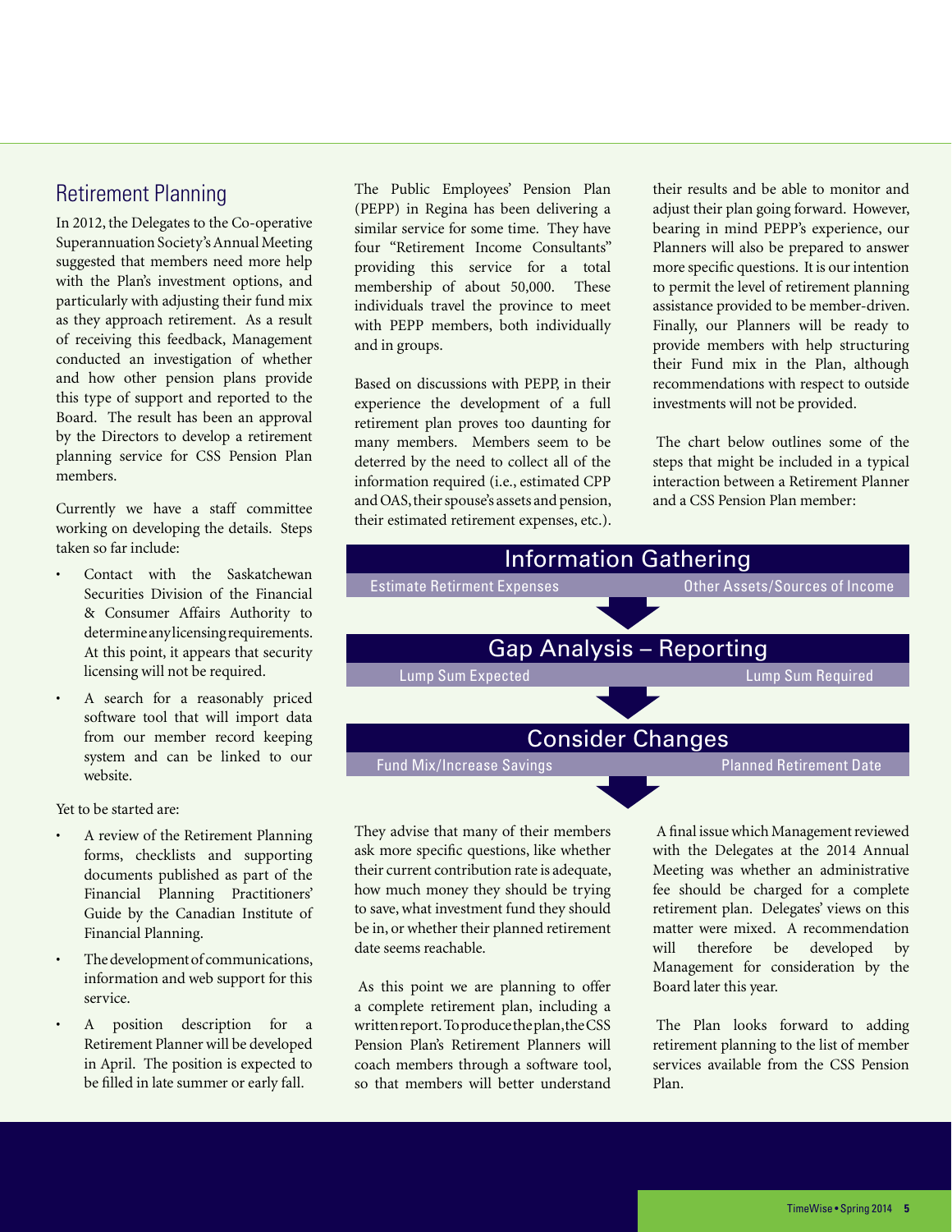## Retirement Planning

In 2012, the Delegates to the Co-operative Superannuation Society's Annual Meeting suggested that members need more help with the Plan's investment options, and particularly with adjusting their fund mix as they approach retirement. As a result of receiving this feedback, Management conducted an investigation of whether and how other pension plans provide this type of support and reported to the Board. The result has been an approval by the Directors to develop a retirement planning service for CSS Pension Plan members.

Currently we have a staff committee working on developing the details. Steps taken so far include:

- Contact with the Saskatchewan Securities Division of the Financial & Consumer Affairs Authority to determine any licensing requirements. At this point, it appears that security licensing will not be required.
- A search for a reasonably priced software tool that will import data from our member record keeping system and can be linked to our website.

Yet to be started are:

- A review of the Retirement Planning forms, checklists and supporting documents published as part of the Financial Planning Practitioners' Guide by the Canadian Institute of Financial Planning.
- The development of communications, information and web support for this service.
- A position description for a Retirement Planner will be developed in April. The position is expected to be filled in late summer or early fall.

The Public Employees' Pension Plan (PEPP) in Regina has been delivering a similar service for some time. They have four "Retirement Income Consultants" providing this service for a total membership of about 50,000. These individuals travel the province to meet with PEPP members, both individually and in groups.

Based on discussions with PEPP, in their experience the development of a full retirement plan proves too daunting for many members. Members seem to be deterred by the need to collect all of the information required (i.e., estimated CPP and OAS, their spouse's assets and pension, their estimated retirement expenses, etc.).

They advise that many of their members ask more specific questions, like whether their current contribution rate is adequate, how much money they should be trying to save, what investment fund they should be in, or whether their planned retirement date seems reachable.

As this point we are planning to offer a complete retirement plan, including a written report. To produce the plan, the CSS Pension Plan's Retirement Planners will coach members through a software tool, so that members will better understand their results and be able to monitor and adjust their plan going forward. However, bearing in mind PEPP's experience, our Planners will also be prepared to answer more specific questions. It is our intention to permit the level of retirement planning assistance provided to be member-driven. Finally, our Planners will be ready to provide members with help structuring their Fund mix in the Plan, although recommendations with respect to outside investments will not be provided.

The chart below outlines some of the steps that might be included in a typical interaction between a Retirement Planner and a CSS Pension Plan member:

**Information Gathering**
- Estimate Retirment Expenses
- Other Assets/Sources of Income

↓

**Gap Analysis – Reporting**
- Lump Sum Expected
- Lump Sum Required

↓

**Consider Changes**
- Fund Mix/Increase Savings
- Planned Retirement Date

↓

A final issue which Management reviewed with the Delegates at the 2014 Annual Meeting was whether an administrative fee should be charged for a complete retirement plan. Delegates' views on this matter were mixed. A recommendation will therefore be developed by Management for consideration by the Board later this year.

The Plan looks forward to adding retirement planning to the list of member services available from the CSS Pension Plan.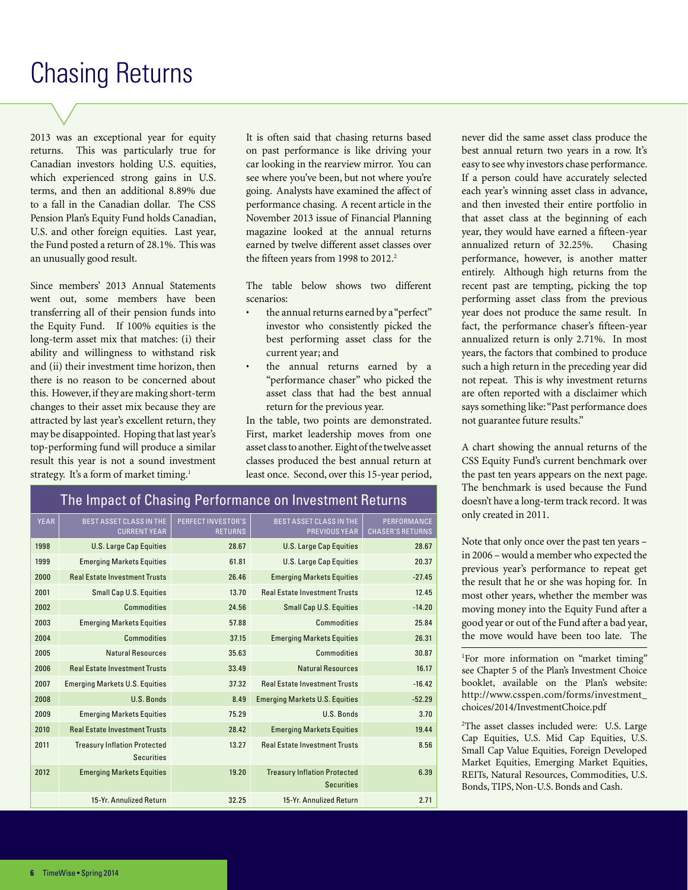# Chasing Returns

2013 was an exceptional year for equity returns. This was particularly true for Canadian investors holding U.S. equities, which experienced strong gains in U.S. terms, and then an additional 8.89% due to a fall in the Canadian dollar. The CSS Pension Plan's Equity Fund holds Canadian, U.S. and other foreign equities. Last year, the Fund posted a return of 28.1%. This was an unusually good result.

Since members' 2013 Annual Statements went out, some members have been transferring all of their pension funds into the Equity Fund. If 100% equities is the long-term asset mix that matches: (i) their ability and willingness to withstand risk and (ii) their investment time horizon, then there is no reason to be concerned about this. However, if they are making short-term changes to their asset mix because they are attracted by last year's excellent return, they may be disappointed. Hoping that last year's top-performing fund will produce a similar result this year is not a sound investment strategy. It's a form of market timing.[1]

It is often said that chasing returns based on past performance is like driving your car looking in the rearview mirror. You can see where you've been, but not where you're going. Analysts have examined the affect of performance chasing. A recent article in the November 2013 issue of Financial Planning magazine looked at the annual returns earned by twelve different asset classes over the fifteen years from 1998 to 2012.[2]

The table below shows two different scenarios:

- the annual returns earned by a "perfect" investor who consistently picked the best performing asset class for the current year; and
- the annual returns earned by a "performance chaser" who picked the asset class that had the best annual return for the previous year.

In the table, two points are demonstrated. First, market leadership moves from one asset class to another. Eight of the twelve asset classes produced the best annual return at least once. Second, over this 15-year period, never did the same asset class produce the best annual return two years in a row. It's easy to see why investors chase performance. If a person could have accurately selected each year's winning asset class in advance, and then invested their entire portfolio in that asset class at the beginning of each year, they would have earned a fifteen-year annualized return of 32.25%. Chasing performance, however, is another matter entirely. Although high returns from the recent past are tempting, picking the top performing asset class from the previous year does not produce the same result. In fact, the performance chaser's fifteen-year annualized return is only 2.71%. In most years, the factors that combined to produce such a high return in the preceding year did not repeat. This is why investment returns are often reported with a disclaimer which says something like: "Past performance does not guarantee future results."

## The Impact of Chasing Performance on Investment Returns

| YEAR | BEST ASSET CLASS IN THE CURRENT YEAR | PERFECT INVESTOR'S RETURNS | BEST ASSET CLASS IN THE PREVIOUS YEAR | PERFORMANCE CHASER'S RETURNS |
|---|---|---|---|---|
| 1998 | U.S. Large Cap Equities | 28.67 | U.S. Large Cap Equities | 28.67 |
| 1999 | Emerging Markets Equities | 61.81 | U.S. Large Cap Equities | 20.37 |
| 2000 | Real Estate Investment Trusts | 26.46 | Emerging Markets Equities | -27.45 |
| 2001 | Small Cap U.S. Equities | 13.70 | Real Estate Investment Trusts | 12.45 |
| 2002 | Commodities | 24.56 | Small Cap U.S. Equities | -14.20 |
| 2003 | Emerging Markets Equities | 57.88 | Commodities | 25.84 |
| 2004 | Commodities | 37.15 | Emerging Markets Equities | 26.31 |
| 2005 | Natural Resources | 35.63 | Commodities | 30.87 |
| 2006 | Real Estate Investment Trusts | 33.49 | Natural Resources | 16.17 |
| 2007 | Emerging Markets U.S. Equities | 37.32 | Real Estate Investment Trusts | -16.42 |
| 2008 | U.S. Bonds | 8.49 | Emerging Markets U.S. Equities | -52.29 |
| 2009 | Emerging Markets Equities | 75.29 | U.S. Bonds | 3.70 |
| 2010 | Real Estate Investment Trusts | 28.42 | Emerging Markets Equities | 19.44 |
| 2011 | Treasury Inflation Protected Securities | 13.27 | Real Estate Investment Trusts | 8.56 |
| 2012 | Emerging Markets Equities | 19.20 | Treasury Inflation Protected Securities | 6.39 |
| | 15-Yr. Annulized Return | 32.25 | 15-Yr. Annulized Return | 2.71 |

A chart showing the annual returns of the CSS Equity Fund's current benchmark over the past ten years appears on the next page. The benchmark is used because the Fund doesn't have a long-term track record. It was only created in 2011.

Note that only once over the past ten years – in 2006 – would a member who expected the previous year's performance to repeat get the result that he or she was hoping for. In most other years, whether the member was moving money into the Equity Fund after a good year or out of the Fund after a bad year, the move would have been too late. The

[1]For more information on "market timing" see Chapter 5 of the Plan's Investment Choice booklet, available on the Plan's website: http://www.csspen.com/forms/investment_choices/2014/InvestmentChoice.pdf

[2]The asset classes included were: U.S. Large Cap Equities, U.S. Mid Cap Equities, U.S. Small Cap Value Equities, Foreign Developed Market Equities, Emerging Market Equities, REITs, Natural Resources, Commodities, U.S. Bonds, TIPS, Non-U.S. Bonds and Cash.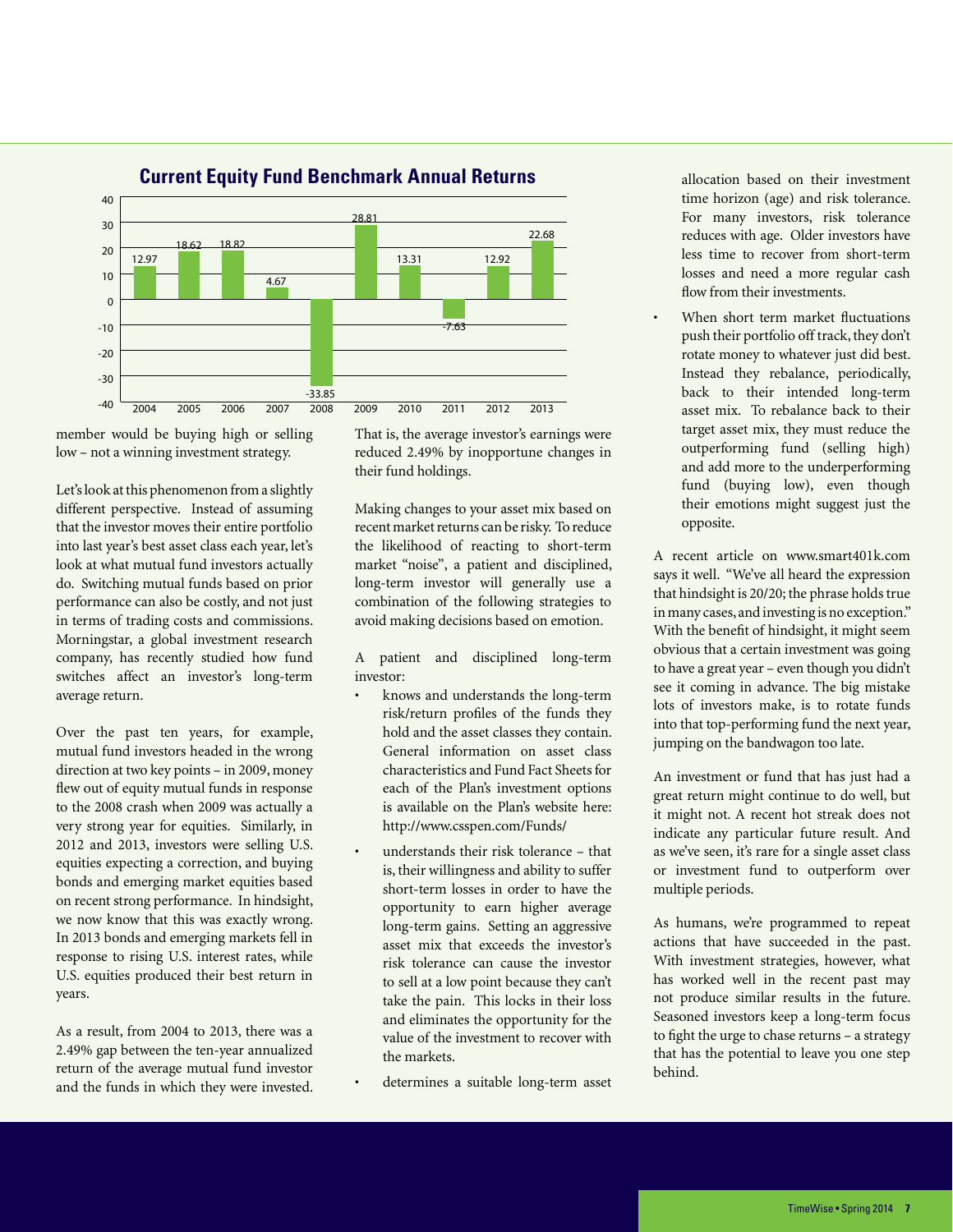## Current Equity Fund Benchmark Annual Returns

| Year | Return |
|---|---|
| 2004 | 12.97 |
| 2005 | 18.62 |
| 2006 | 18.82 |
| 2007 | 4.67 |
| 2008 | -33.85 |
| 2009 | 28.81 |
| 2010 | 13.31 |
| 2011 | -7.63 |
| 2012 | 12.92 |
| 2013 | 22.68 |

member would be buying high or selling low – not a winning investment strategy.

Let's look at this phenomenon from a slightly different perspective. Instead of assuming that the investor moves their entire portfolio into last year's best asset class each year, let's look at what mutual fund investors actually do. Switching mutual funds based on prior performance can also be costly, and not just in terms of trading costs and commissions. Morningstar, a global investment research company, has recently studied how fund switches affect an investor's long-term average return.

Over the past ten years, for example, mutual fund investors headed in the wrong direction at two key points – in 2009, money flew out of equity mutual funds in response to the 2008 crash when 2009 was actually a very strong year for equities. Similarly, in 2012 and 2013, investors were selling U.S. equities expecting a correction, and buying bonds and emerging market equities based on recent strong performance. In hindsight, we now know that this was exactly wrong. In 2013 bonds and emerging markets fell in response to rising U.S. interest rates, while U.S. equities produced their best return in years.

As a result, from 2004 to 2013, there was a 2.49% gap between the ten-year annualized return of the average mutual fund investor and the funds in which they were invested. That is, the average investor's earnings were reduced 2.49% by inopportune changes in their fund holdings.

Making changes to your asset mix based on recent market returns can be risky. To reduce the likelihood of reacting to short-term market "noise", a patient and disciplined, long-term investor will generally use a combination of the following strategies to avoid making decisions based on emotion.

A patient and disciplined long-term investor:

- knows and understands the long-term risk/return profiles of the funds they hold and the asset classes they contain. General information on asset class characteristics and Fund Fact Sheets for each of the Plan's investment options is available on the Plan's website here: http://www.csspen.com/Funds/
- understands their risk tolerance – that is, their willingness and ability to suffer short-term losses in order to have the opportunity to earn higher average long-term gains. Setting an aggressive asset mix that exceeds the investor's risk tolerance can cause the investor to sell at a low point because they can't take the pain. This locks in their loss and eliminates the opportunity for the value of the investment to recover with the markets.
- determines a suitable long-term asset allocation based on their investment time horizon (age) and risk tolerance. For many investors, risk tolerance reduces with age. Older investors have less time to recover from short-term losses and need a more regular cash flow from their investments.
- When short term market fluctuations push their portfolio off track, they don't rotate money to whatever just did best. Instead they rebalance, periodically, back to their intended long-term asset mix. To rebalance back to their target asset mix, they must reduce the outperforming fund (selling high) and add more to the underperforming fund (buying low), even though their emotions might suggest just the opposite.

A recent article on www.smart401k.com says it well. "We've all heard the expression that hindsight is 20/20; the phrase holds true in many cases, and investing is no exception." With the benefit of hindsight, it might seem obvious that a certain investment was going to have a great year – even though you didn't see it coming in advance. The big mistake lots of investors make, is to rotate funds into that top-performing fund the next year, jumping on the bandwagon too late.

An investment or fund that has just had a great return might continue to do well, but it might not. A recent hot streak does not indicate any particular future result. And as we've seen, it's rare for a single asset class or investment fund to outperform over multiple periods.

As humans, we're programmed to repeat actions that have succeeded in the past. With investment strategies, however, what has worked well in the recent past may not produce similar results in the future. Seasoned investors keep a long-term focus to fight the urge to chase returns – a strategy that has the potential to leave you one step behind.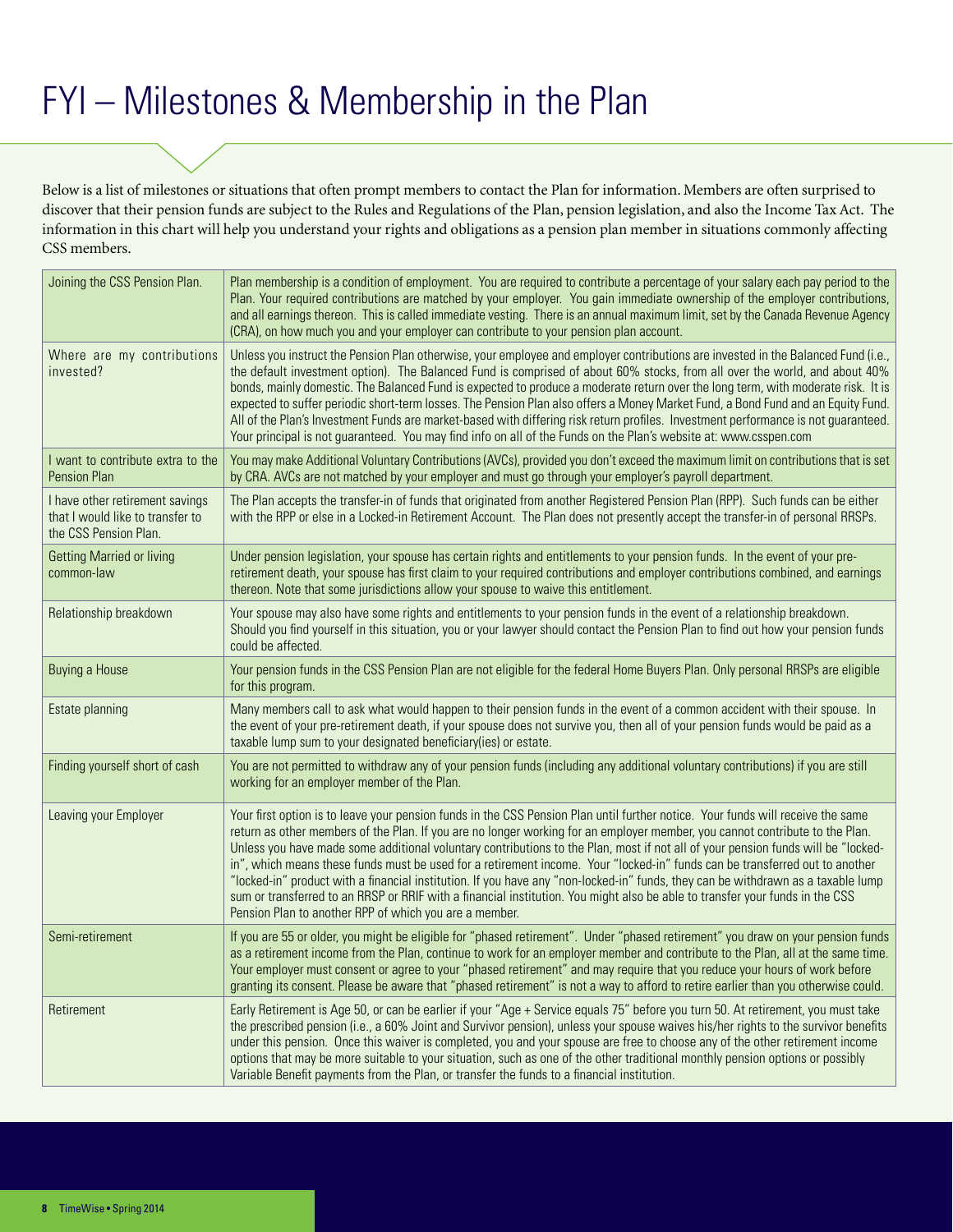# FYI – Milestones & Membership in the Plan

Below is a list of milestones or situations that often prompt members to contact the Plan for information. Members are often surprised to discover that their pension funds are subject to the Rules and Regulations of the Plan, pension legislation, and also the Income Tax Act. The information in this chart will help you understand your rights and obligations as a pension plan member in situations commonly affecting CSS members.

| | |
|---|---|
| Joining the CSS Pension Plan. | Plan membership is a condition of employment. You are required to contribute a percentage of your salary each pay period to the Plan. Your required contributions are matched by your employer. You gain immediate ownership of the employer contributions, and all earnings thereon. This is called immediate vesting. There is an annual maximum limit, set by the Canada Revenue Agency (CRA), on how much you and your employer can contribute to your pension plan account. |
| Where are my contributions invested? | Unless you instruct the Pension Plan otherwise, your employee and employer contributions are invested in the Balanced Fund (i.e., the default investment option). The Balanced Fund is comprised of about 60% stocks, from all over the world, and about 40% bonds, mainly domestic. The Balanced Fund is expected to produce a moderate return over the long term, with moderate risk. It is expected to suffer periodic short-term losses. The Pension Plan also offers a Money Market Fund, a Bond Fund and an Equity Fund. All of the Plan's Investment Funds are market-based with differing risk return profiles. Investment performance is not guaranteed. Your principal is not guaranteed. You may find info on all of the Funds on the Plan's website at: www.csspen.com |
| I want to contribute extra to the Pension Plan | You may make Additional Voluntary Contributions (AVCs), provided you don't exceed the maximum limit on contributions that is set by CRA. AVCs are not matched by your employer and must go through your employer's payroll department. |
| I have other retirement savings that I would like to transfer to the CSS Pension Plan. | The Plan accepts the transfer-in of funds that originated from another Registered Pension Plan (RPP). Such funds can be either with the RPP or else in a Locked-in Retirement Account. The Plan does not presently accept the transfer-in of personal RRSPs. |
| Getting Married or living common-law | Under pension legislation, your spouse has certain rights and entitlements to your pension funds. In the event of your pre-retirement death, your spouse has first claim to your required contributions and employer contributions combined, and earnings thereon. Note that some jurisdictions allow your spouse to waive this entitlement. |
| Relationship breakdown | Your spouse may also have some rights and entitlements to your pension funds in the event of a relationship breakdown. Should you find yourself in this situation, you or your lawyer should contact the Pension Plan to find out how your pension funds could be affected. |
| Buying a House | Your pension funds in the CSS Pension Plan are not eligible for the federal Home Buyers Plan. Only personal RRSPs are eligible for this program. |
| Estate planning | Many members call to ask what would happen to their pension funds in the event of a common accident with their spouse. In the event of your pre-retirement death, if your spouse does not survive you, then all of your pension funds would be paid as a taxable lump sum to your designated beneficiary(ies) or estate. |
| Finding yourself short of cash | You are not permitted to withdraw any of your pension funds (including any additional voluntary contributions) if you are still working for an employer member of the Plan. |
| Leaving your Employer | Your first option is to leave your pension funds in the CSS Pension Plan until further notice. Your funds will receive the same return as other members of the Plan. If you are no longer working for an employer member, you cannot contribute to the Plan. Unless you have made some additional voluntary contributions to the Plan, most if not all of your pension funds will be "locked-in", which means these funds must be used for a retirement income. Your "locked-in" funds can be transferred out to another "locked-in" product with a financial institution. If you have any "non-locked-in" funds, they can be withdrawn as a taxable lump sum or transferred to an RRSP or RRIF with a financial institution. You might also be able to transfer your funds in the CSS Pension Plan to another RPP of which you are a member. |
| Semi-retirement | If you are 55 or older, you might be eligible for "phased retirement". Under "phased retirement" you draw on your pension funds as a retirement income from the Plan, continue to work for an employer member and contribute to the Plan, all at the same time. Your employer must consent or agree to your "phased retirement" and may require that you reduce your hours of work before granting its consent. Please be aware that "phased retirement" is not a way to afford to retire earlier than you otherwise could. |
| Retirement | Early Retirement is Age 50, or can be earlier if your "Age + Service equals 75" before you turn 50. At retirement, you must take the prescribed pension (i.e., a 60% Joint and Survivor pension), unless your spouse waives his/her rights to the survivor benefits under this pension. Once this waiver is completed, you and your spouse are free to choose any of the other retirement income options that may be more suitable to your situation, such as one of the other traditional monthly pension options or possibly Variable Benefit payments from the Plan, or transfer the funds to a financial institution. |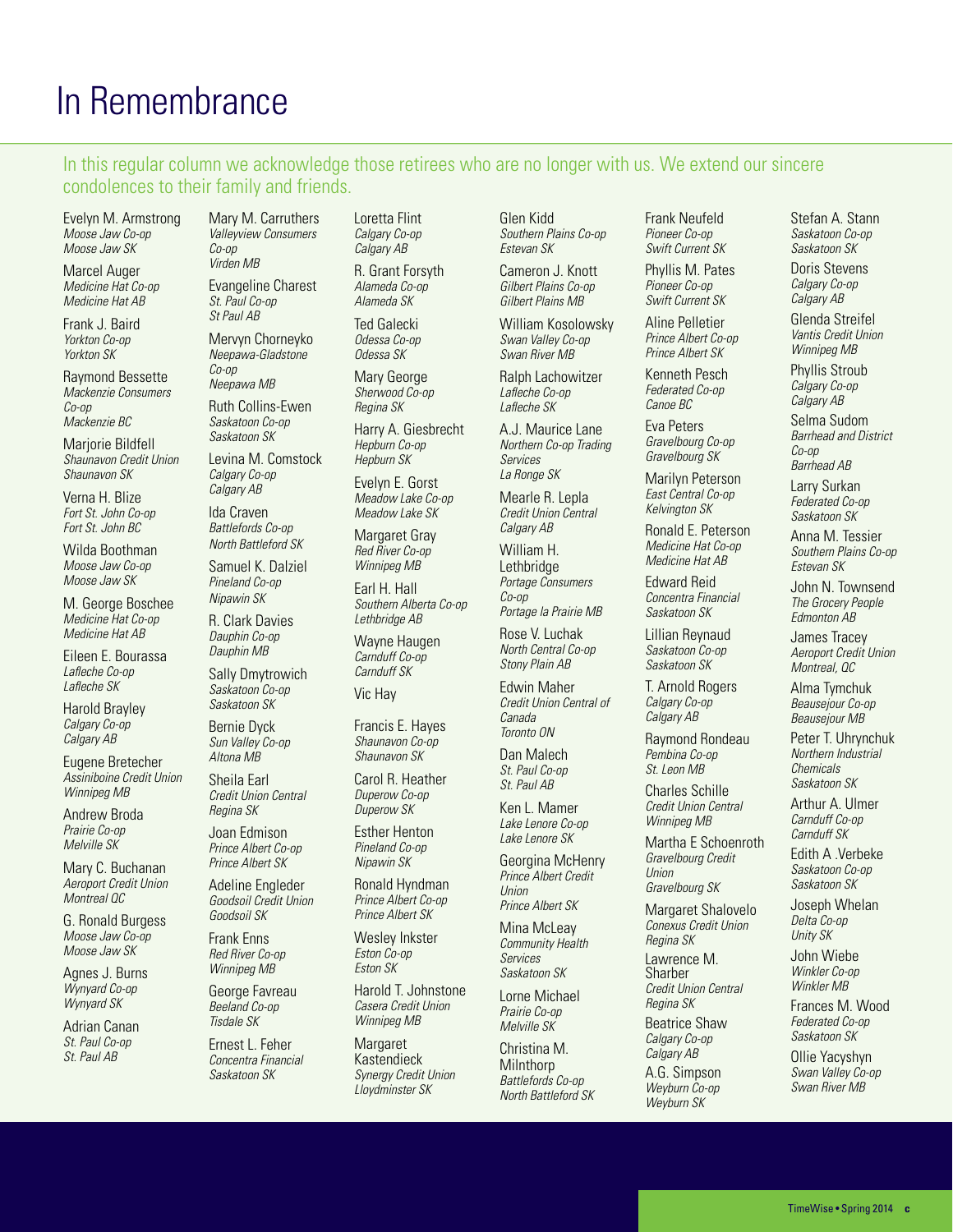# In Remembrance

In this regular column we acknowledge those retirees who are no longer with us. We extend our sincere condolences to their family and friends.

Evelyn M. Armstrong
*Moose Jaw Co-op*
*Moose Jaw SK*

Marcel Auger
*Medicine Hat Co-op*
*Medicine Hat AB*

Frank J. Baird
*Yorkton Co-op*
*Yorkton SK*

Raymond Bessette
*Mackenzie Consumers Co-op*
*Mackenzie BC*

Marjorie Bildfell
*Shaunavon Credit Union*
*Shaunavon SK*

Verna H. Blize
*Fort St. John Co-op*
*Fort St. John BC*

Wilda Boothman
*Moose Jaw Co-op*
*Moose Jaw SK*

M. George Boschee
*Medicine Hat Co-op*
*Medicine Hat AB*

Eileen E. Bourassa
*Lafleche Co-op*
*Lafleche SK*

Harold Brayley
*Calgary Co-op*
*Calgary AB*

Eugene Bretecher
*Assiniboine Credit Union*
*Winnipeg MB*

Andrew Broda
*Prairie Co-op*
*Melville SK*

Mary C. Buchanan
*Aeroport Credit Union*
*Montreal QC*

G. Ronald Burgess
*Moose Jaw Co-op*
*Moose Jaw SK*

Agnes J. Burns
*Wynyard Co-op*
*Wynyard SK*

Adrian Canan
*St. Paul Co-op*
*St. Paul AB*

Mary M. Carruthers
*Valleyview Consumers Co-op*
*Virden MB*

Evangeline Charest
*St. Paul Co-op*
*St Paul AB*

Mervyn Chorneyko
*Neepawa-Gladstone Co-op*
*Neepawa MB*

Ruth Collins-Ewen
*Saskatoon Co-op*
*Saskatoon SK*

Levina M. Comstock
*Calgary Co-op*
*Calgary AB*

Ida Craven
*Battlefords Co-op*
*North Battleford SK*

Samuel K. Dalziel
*Pineland Co-op*
*Nipawin SK*

R. Clark Davies
*Dauphin Co-op*
*Dauphin MB*

Sally Dmytrowich
*Saskatoon Co-op*
*Saskatoon SK*

Bernie Dyck
*Sun Valley Co-op*
*Altona MB*

Sheila Earl
*Credit Union Central*
*Regina SK*

Joan Edmison
*Prince Albert Co-op*
*Prince Albert SK*

Adeline Engleder
*Goodsoil Credit Union*
*Goodsoil SK*

Frank Enns
*Red River Co-op*
*Winnipeg MB*

George Favreau
*Beeland Co-op*
*Tisdale SK*

Ernest L. Feher
*Concentra Financial*
*Saskatoon SK*

Loretta Flint
*Calgary Co-op*
*Calgary AB*

R. Grant Forsyth
*Alameda Co-op*
*Alameda SK*

Ted Galecki
*Odessa Co-op*
*Odessa SK*

Mary George
*Sherwood Co-op*
*Regina SK*

Harry A. Giesbrecht
*Hepburn Co-op*
*Hepburn SK*

Evelyn E. Gorst
*Meadow Lake Co-op*
*Meadow Lake SK*

Margaret Gray
*Red River Co-op*
*Winnipeg MB*

Earl H. Hall
*Southern Alberta Co-op*
*Lethbridge AB*

Wayne Haugen
*Carnduff Co-op*
*Carnduff SK*

Vic Hay

Francis E. Hayes
*Shaunavon Co-op*
*Shaunavon SK*

Carol R. Heather
*Duperow Co-op*
*Duperow SK*

Esther Henton
*Pineland Co-op*
*Nipawin SK*

Ronald Hyndman
*Prince Albert Co-op*
*Prince Albert SK*

Wesley Inkster
*Eston Co-op*
*Eston SK*

Harold T. Johnstone
*Casera Credit Union*
*Winnipeg MB*

Margaret Kastendieck
*Synergy Credit Union*
*Lloydminster SK*

Glen Kidd
*Southern Plains Co-op*
*Estevan SK*

Cameron J. Knott
*Gilbert Plains Co-op*
*Gilbert Plains MB*

William Kosolowsky
*Swan Valley Co-op*
*Swan River MB*

Ralph Lachowitzer
*Lafleche Co-op*
*Lafleche SK*

A.J. Maurice Lane
*Northern Co-op Trading Services*
*La Ronge SK*

Mearle R. Lepla
*Credit Union Central*
*Calgary AB*

William H. Lethbridge
*Portage Consumers Co-op*
*Portage la Prairie MB*

Rose V. Luchak
*North Central Co-op*
*Stony Plain AB*

Edwin Maher
*Credit Union Central of Canada*
*Toronto ON*

Dan Malech
*St. Paul Co-op*
*St. Paul AB*

Ken L. Mamer
*Lake Lenore Co-op*
*Lake Lenore SK*

Georgina McHenry
*Prince Albert Credit Union*
*Prince Albert SK*

Mina McLeay
*Community Health Services*
*Saskatoon SK*

Lorne Michael
*Prairie Co-op*
*Melville SK*

Christina M. Milnthorp
*Battlefords Co-op*
*North Battleford SK*

Frank Neufeld
*Pioneer Co-op*
*Swift Current SK*

Phyllis M. Pates
*Pioneer Co-op*
*Swift Current SK*

Aline Pelletier
*Prince Albert Co-op*
*Prince Albert SK*

Kenneth Pesch
*Federated Co-op*
*Canoe BC*

Eva Peters
*Gravelbourg Co-op*
*Gravelbourg SK*

Marilyn Peterson
*East Central Co-op*
*Kelvington SK*

Ronald E. Peterson
*Medicine Hat Co-op*
*Medicine Hat AB*

Edward Reid
*Concentra Financial*
*Saskatoon SK*

Lillian Reynaud
*Saskatoon Co-op*
*Saskatoon SK*

T. Arnold Rogers
*Calgary Co-op*
*Calgary AB*

Raymond Rondeau
*Pembina Co-op*
*St. Leon MB*

Charles Schille
*Credit Union Central*
*Winnipeg MB*

Martha E Schoenroth
*Gravelbourg Credit Union*
*Gravelbourg SK*

Margaret Shalovelo
*Conexus Credit Union*
*Regina SK*

Lawrence M. Sharber
*Credit Union Central*
*Regina SK*

Beatrice Shaw
*Calgary Co-op*
*Calgary AB*

A.G. Simpson
*Weyburn Co-op*
*Weyburn SK*

Stefan A. Stann
*Saskatoon Co-op*
*Saskatoon SK*

Doris Stevens
*Calgary Co-op*
*Calgary AB*

Glenda Streifel
*Vantis Credit Union*
*Winnipeg MB*

Phyllis Stroub
*Calgary Co-op*
*Calgary AB*

Selma Sudom
*Barrhead and District Co-op*
*Barrhead AB*

Larry Surkan
*Federated Co-op*
*Saskatoon SK*

Anna M. Tessier
*Southern Plains Co-op*
*Estevan SK*

John N. Townsend
*The Grocery People*
*Edmonton AB*

James Tracey
*Aeroport Credit Union*
*Montreal, QC*

Alma Tymchuk
*Beausejour Co-op*
*Beausejour MB*

Peter T. Uhrynchuk
*Northern Industrial Chemicals*
*Saskatoon SK*

Arthur A. Ulmer
*Carnduff Co-op*
*Carnduff SK*

Edith A .Verbeke
*Saskatoon Co-op*
*Saskatoon SK*

Joseph Whelan
*Delta Co-op*
*Unity SK*

John Wiebe
*Winkler Co-op*
*Winkler MB*

Frances M. Wood
*Federated Co-op*
*Saskatoon SK*

Ollie Yacyshyn
*Swan Valley Co-op*
*Swan River MB*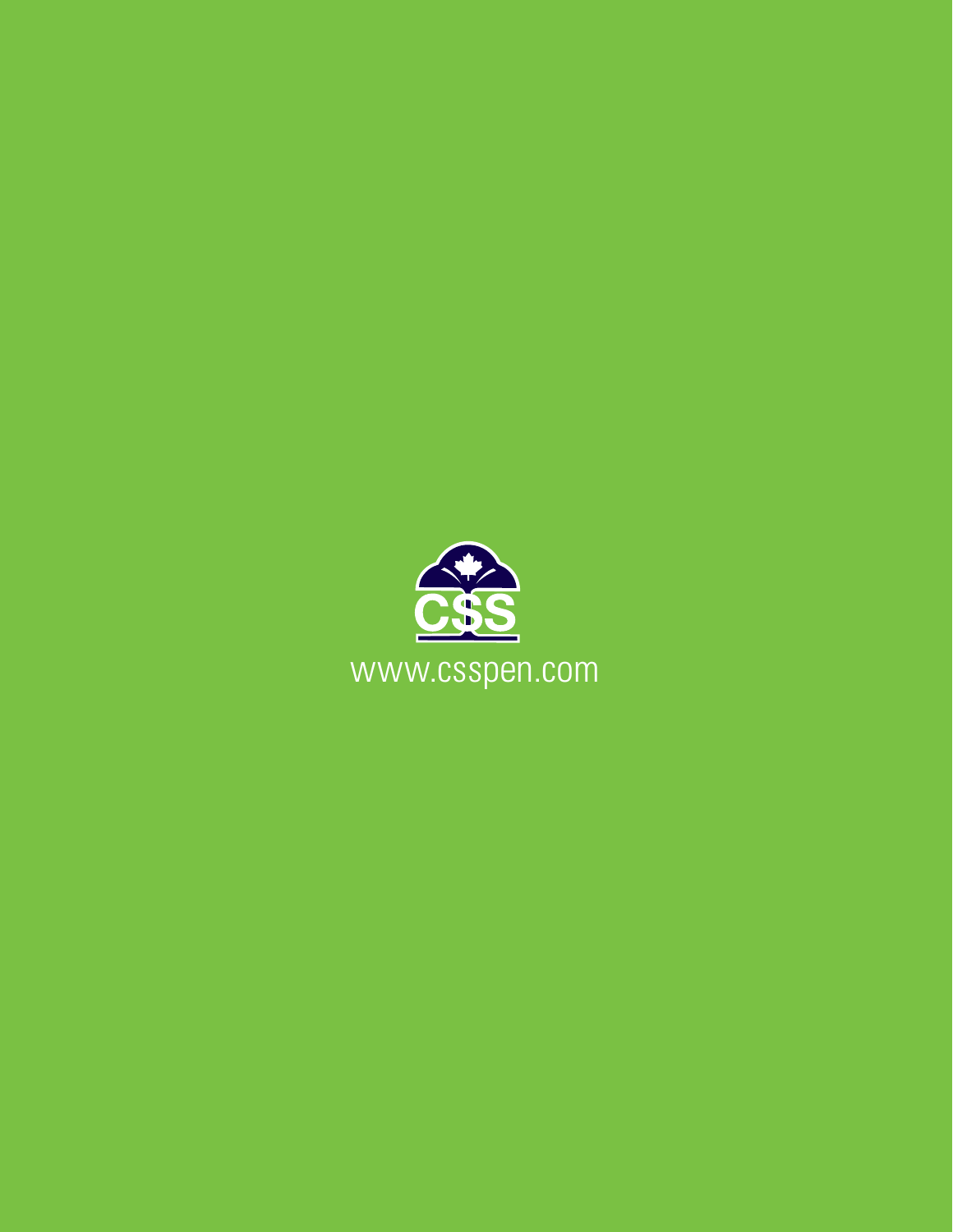CSS

www.csspen.com